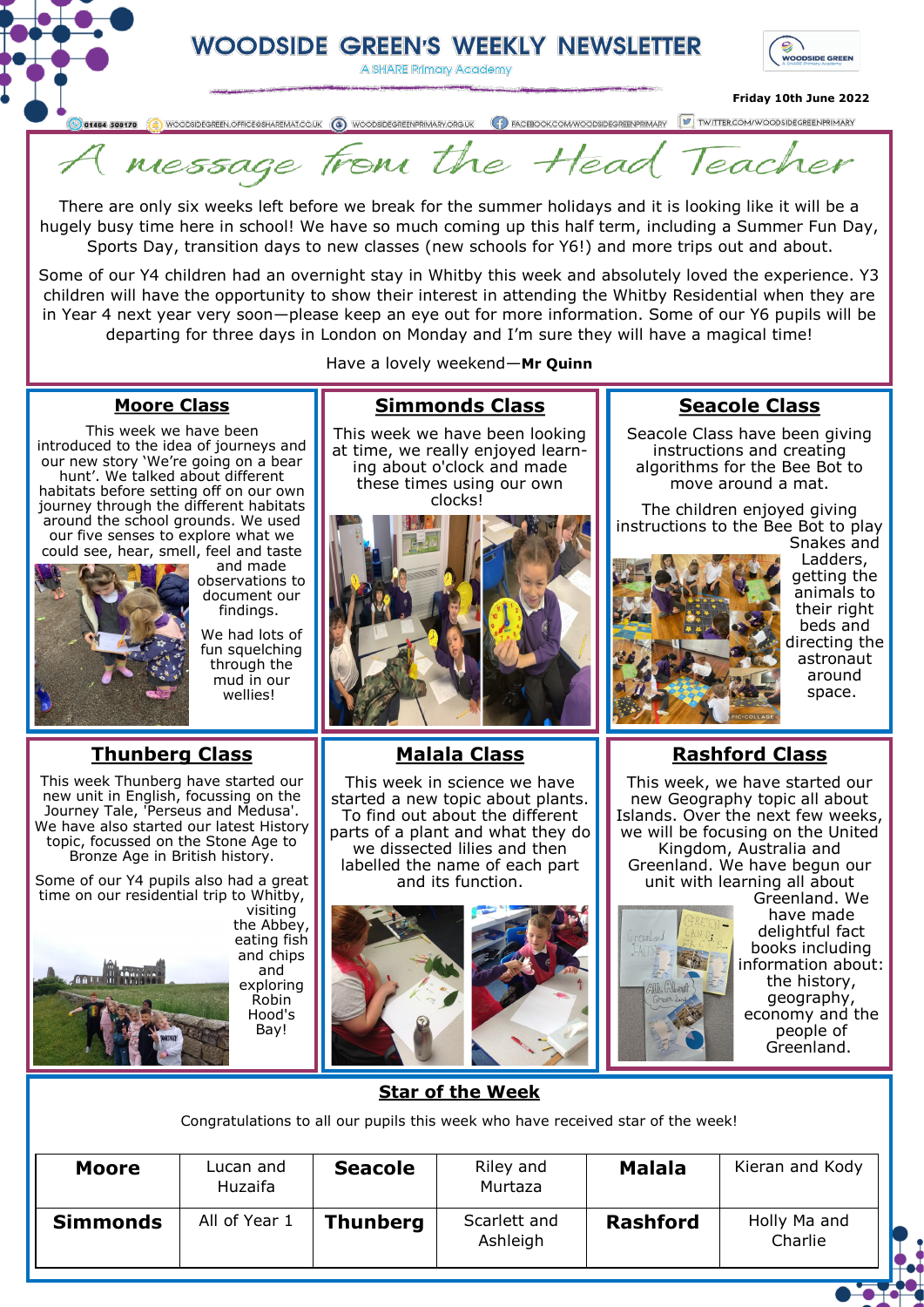# WOODSIDE GREEN'S WEEKLY NEWSLETTER

A SHARE Primary Academy

Friday 10th June 2022

01484 508170 | WOODSIDEGREEN.OFFICE@SHAREMAT.CO.UK | WOODSIDEGREENPRIMARY.ORG.UK | FACEBOOK.COM/WOODSIDEGREENPRIMARY | TWITTER.COM/WOODSIDEGREENPRIMARY

## A message from the Head Teacher

There are only six weeks left before we break for the summer holidays and it is looking like it will be a hugely busy time here in school! We have so much coming up this half term, including a Summer Fun Day, Sports Day, transition days to new classes (new schools for Y6!) and more trips out and about.

Some of our Y4 children had an overnight stay in Whitby this week and absolutely loved the experience. Y3 children will have the opportunity to show their interest in attending the Whitby Residential when they are in Year 4 next year very soon—please keep an eye out for more information. Some of our Y6 pupils will be departing for three days in London on Monday and I'm sure they will have a magical time!

Have a lovely weekend—**Mr Quinn**

### Moore Class

This week we have been introduced to the idea of journeys and our new story 'We're going on a bear hunt'. We talked about different habitats before setting off on our own journey through the different habitats around the school grounds. We used our five senses to explore what we could see, hear, smell, feel and taste and made observations to document our findings.

We had lots of fun squelching through the mud in our wellies!

### Simmonds Class

This week we have been looking at time, we really enjoyed learning about o'clock and made these times using our own clocks!

### Seacole Class

Seacole Class have been giving instructions and creating algorithms for the Bee Bot to move around a mat.

The children enjoyed giving instructions to the Bee Bot to play Snakes and Ladders, getting the animals to their right beds and directing the astronaut around space.

### Thunberg Class

This week Thunberg have started our new unit in English, focussing on the Journey Tale, 'Perseus and Medusa'. We have also started our latest History topic, focussed on the Stone Age to Bronze Age in British history.

Some of our Y4 pupils also had a great time on our residential trip to Whitby, visiting the Abbey, eating fish and chips and exploring Robin Hood's Bay!

### Malala Class

This week in science we have started a new topic about plants. To find out about the different parts of a plant and what they do we dissected lilies and then labelled the name of each part and its function.

### Rashford Class

This week, we have started our new Geography topic all about Islands. Over the next few weeks, we will be focusing on the United Kingdom, Australia and Greenland. We have begun our unit with learning all about Greenland. We have made delightful fact books including information about: the history, geography, economy and the people of Greenland.

### Star of the Week

Congratulations to all our pupils this week who have received star of the week!

| | | | | | |
|---|---|---|---|---|---|
| **Moore** | Lucan and Huzaifa | **Seacole** | Riley and Murtaza | **Malala** | Kieran and Kody |
| **Simmonds** | All of Year 1 | **Thunberg** | Scarlett and Ashleigh | **Rashford** | Holly Ma and Charlie |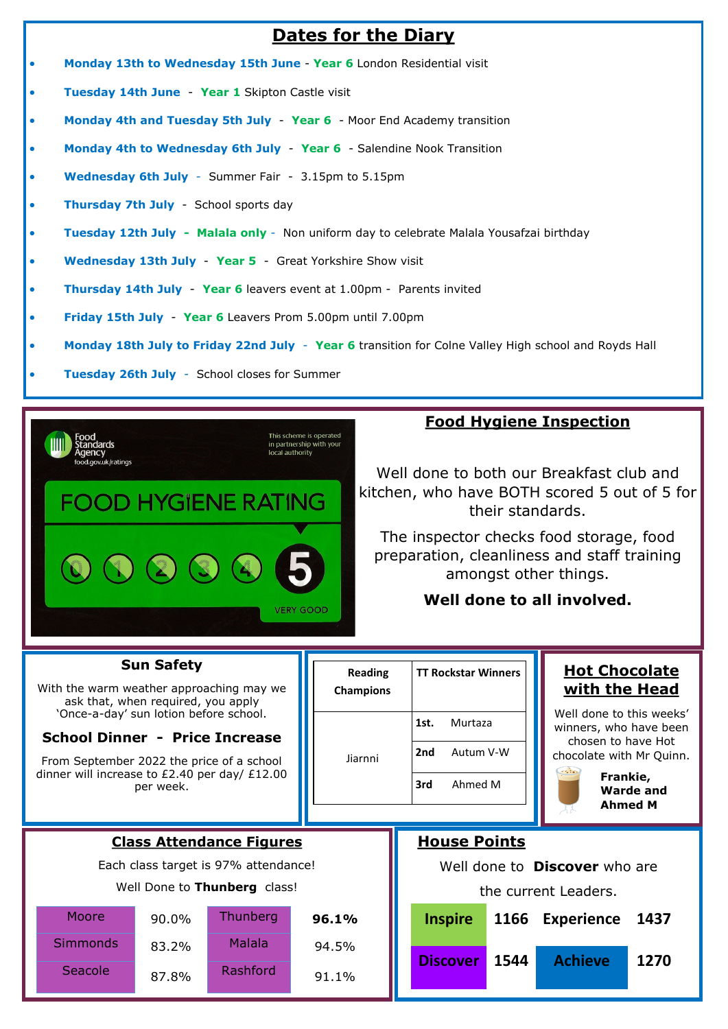## Dates for the Diary

- **Monday 13th to Wednesday 15th June** - **Year 6** London Residential visit
- **Tuesday 14th June** - **Year 1** Skipton Castle visit
- **Monday 4th and Tuesday 5th July** - **Year 6** - Moor End Academy transition
- **Monday 4th to Wednesday 6th July** - **Year 6** - Salendine Nook Transition
- **Wednesday 6th July** - Summer Fair - 3.15pm to 5.15pm
- **Thursday 7th July** - School sports day
- **Tuesday 12th July** - **Malala only** - Non uniform day to celebrate Malala Yousafzai birthday
- **Wednesday 13th July** - **Year 5** - Great Yorkshire Show visit
- **Thursday 14th July** - **Year 6** leavers event at 1.00pm - Parents invited
- **Friday 15th July** - **Year 6** Leavers Prom 5.00pm until 7.00pm
- **Monday 18th July to Friday 22nd July** - **Year 6** transition for Colne Valley High school and Royds Hall
- **Tuesday 26th July** - School closes for Summer

Food Standards Agency
food.gov.uk/ratings

This scheme is operated in partnership with your local authority

FOOD HYGIENE RATING

0 1 2 3 4 5

VERY GOOD

## Food Hygiene Inspection

Well done to both our Breakfast club and kitchen, who have BOTH scored 5 out of 5 for their standards.

The inspector checks food storage, food preparation, cleanliness and staff training amongst other things.

**Well done to all involved.**

### Sun Safety

With the warm weather approaching may we ask that, when required, you apply 'Once-a-day' sun lotion before school.

### School Dinner - Price Increase

From September 2022 the price of a school dinner will increase to £2.40 per day/ £12.00 per week.

| Reading Champions | TT Rockstar Winners | |
|---|---|---|
| Jiarnni | 1st. | Murtaza |
| | 2nd | Autum V-W |
| | 3rd | Ahmed M |

### Hot Chocolate with the Head

Well done to this weeks' winners, who have been chosen to have Hot chocolate with Mr Quinn.

**Frankie, Warde and Ahmed M**

### Class Attendance Figures

Each class target is 97% attendance!

Well Done to **Thunberg** class!

| | | | |
|---|---|---|---|
| Moore | 90.0% | Thunberg | **96.1%** |
| Simmonds | 83.2% | Malala | 94.5% |
| Seacole | 87.8% | Rashford | 91.1% |

### House Points

Well done to **Discover** who are the current Leaders.

| | | | |
|---|---|---|---|
| Inspire | 1166 | Experience | 1437 |
| Discover | 1544 | Achieve | 1270 |